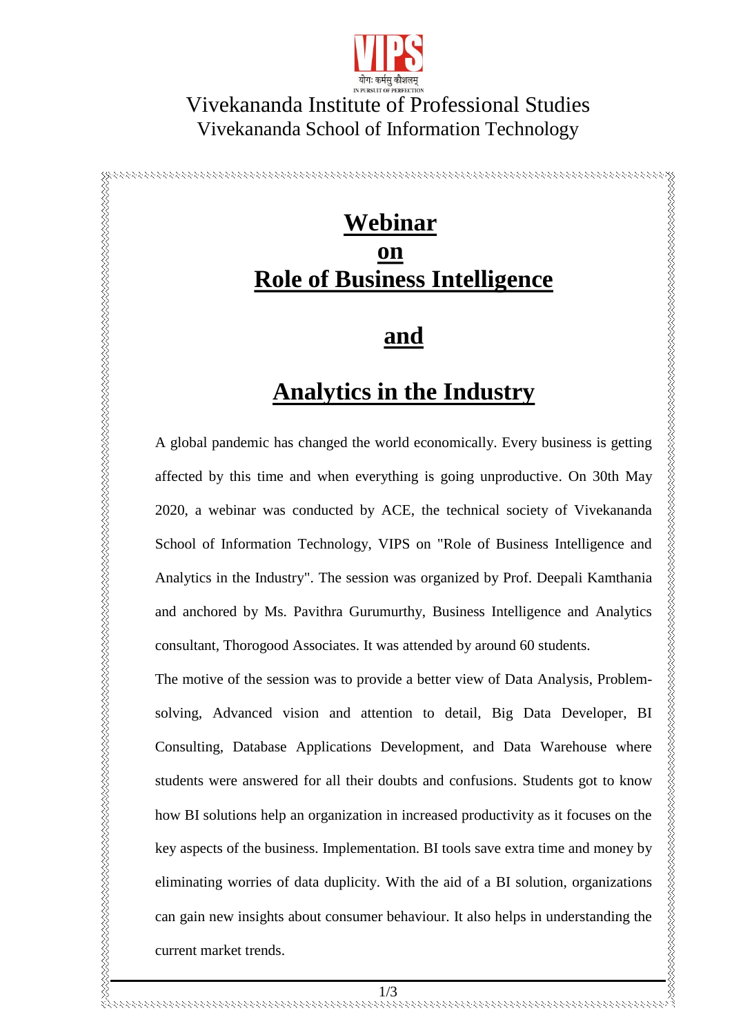Vivekananda Institute of Professional Studies
Vivekananda School of Information Technology

# Webinar on Role of Business Intelligence and Analytics in the Industry

A global pandemic has changed the world economically. Every business is getting affected by this time and when everything is going unproductive. On 30th May 2020, a webinar was conducted by ACE, the technical society of Vivekananda School of Information Technology, VIPS on "Role of Business Intelligence and Analytics in the Industry". The session was organized by Prof. Deepali Kamthania and anchored by Ms. Pavithra Gurumurthy, Business Intelligence and Analytics consultant, Thorogood Associates. It was attended by around 60 students.

The motive of the session was to provide a better view of Data Analysis, Problem-solving, Advanced vision and attention to detail, Big Data Developer, BI Consulting, Database Applications Development, and Data Warehouse where students were answered for all their doubts and confusions. Students got to know how BI solutions help an organization in increased productivity as it focuses on the key aspects of the business. Implementation. BI tools save extra time and money by eliminating worries of data duplicity. With the aid of a BI solution, organizations can gain new insights about consumer behaviour. It also helps in understanding the current market trends.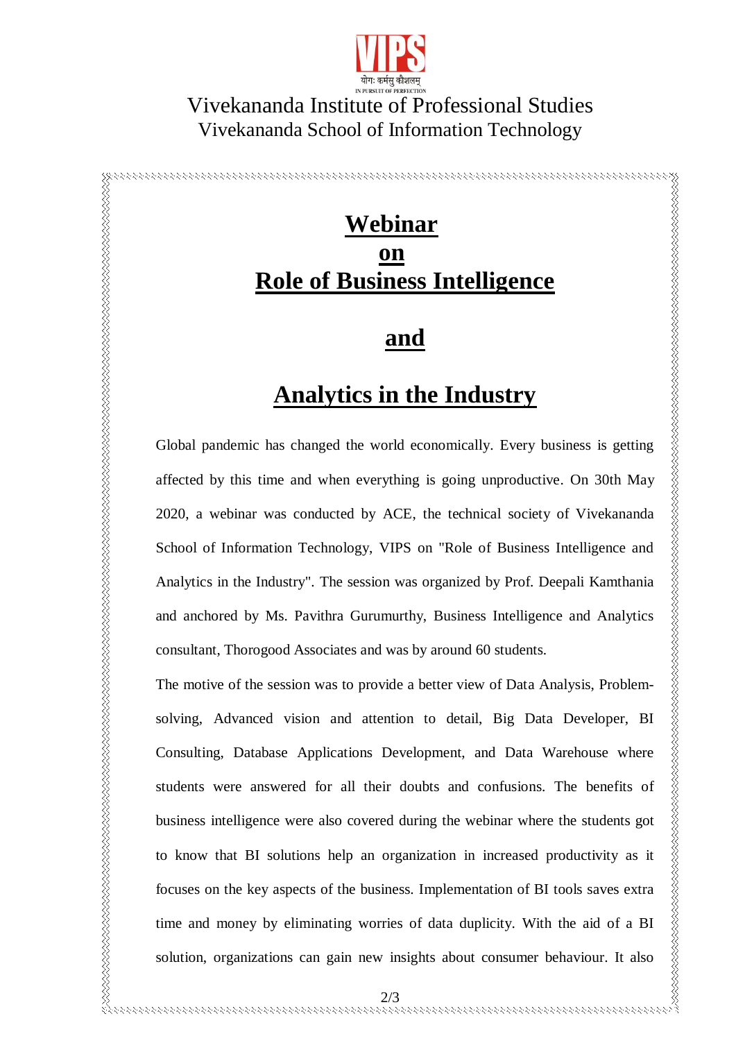Vivekananda Institute of Professional Studies

Vivekananda School of Information Technology

# Webinar on Role of Business Intelligence and Analytics in the Industry

Global pandemic has changed the world economically. Every business is getting affected by this time and when everything is going unproductive. On 30th May 2020, a webinar was conducted by ACE, the technical society of Vivekananda School of Information Technology, VIPS on "Role of Business Intelligence and Analytics in the Industry". The session was organized by Prof. Deepali Kamthania and anchored by Ms. Pavithra Gurumurthy, Business Intelligence and Analytics consultant, Thorogood Associates and was by around 60 students.

The motive of the session was to provide a better view of Data Analysis, Problem-solving, Advanced vision and attention to detail, Big Data Developer, BI Consulting, Database Applications Development, and Data Warehouse where students were answered for all their doubts and confusions. The benefits of business intelligence were also covered during the webinar where the students got to know that BI solutions help an organization in increased productivity as it focuses on the key aspects of the business. Implementation of BI tools saves extra time and money by eliminating worries of data duplicity. With the aid of a BI solution, organizations can gain new insights about consumer behaviour. It also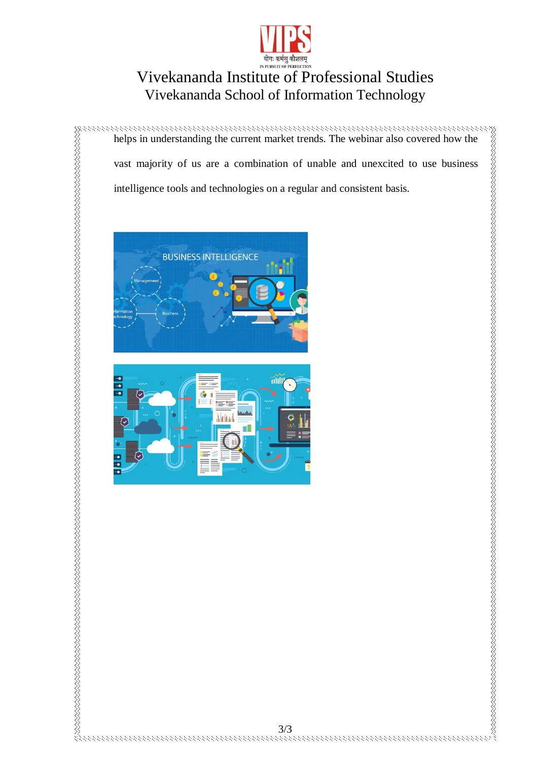helps in understanding the current market trends. The webinar also covered how the vast majority of us are a combination of unable and unexcited to use business intelligence tools and technologies on a regular and consistent basis.